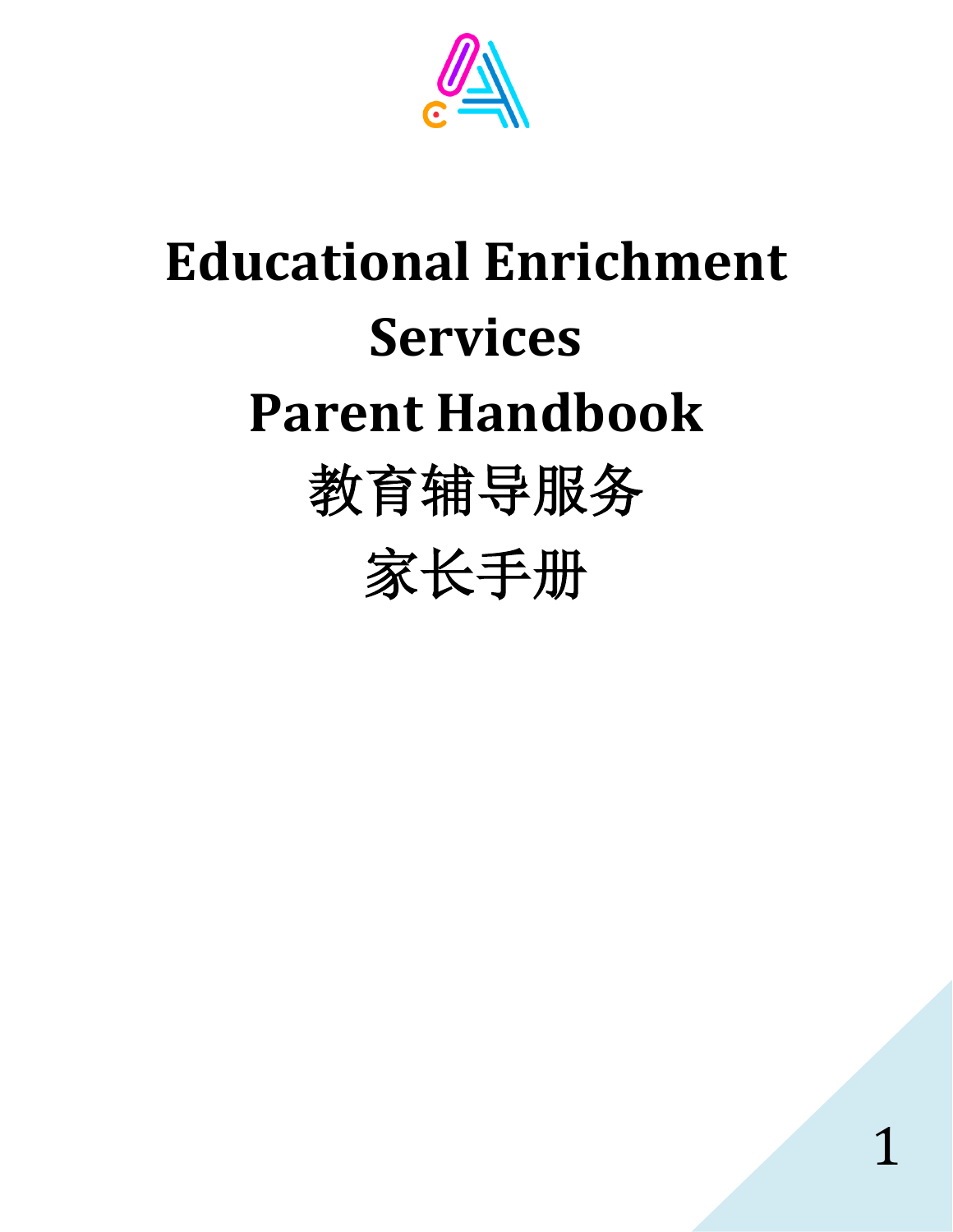# Educational Enrichment Services Parent Handbook

# 教育辅导服务

# 家长手册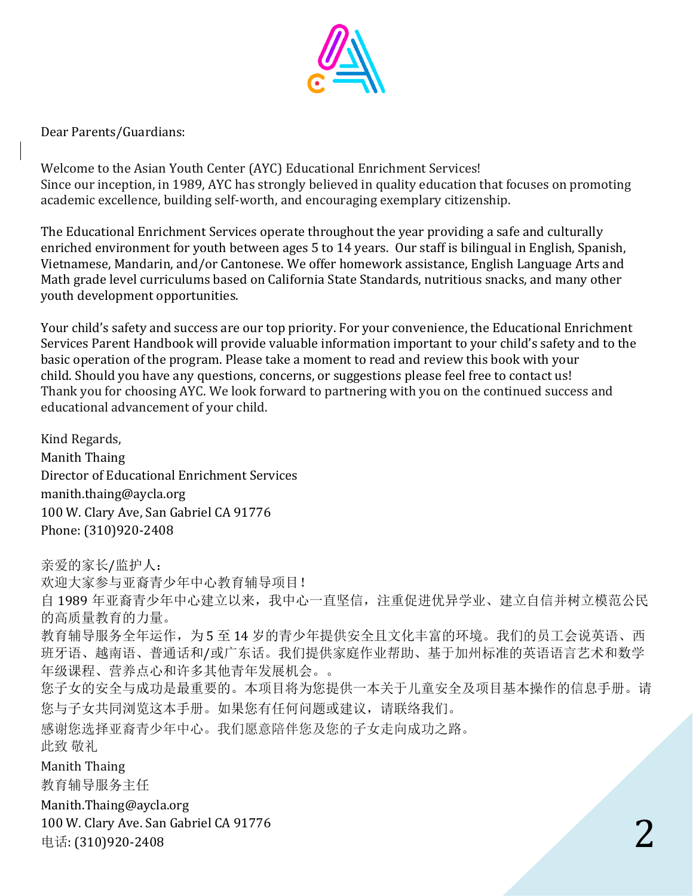Dear Parents/Guardians:

Welcome to the Asian Youth Center (AYC) Educational Enrichment Services!
Since our inception, in 1989, AYC has strongly believed in quality education that focuses on promoting academic excellence, building self-worth, and encouraging exemplary citizenship.

The Educational Enrichment Services operate throughout the year providing a safe and culturally enriched environment for youth between ages 5 to 14 years. Our staff is bilingual in English, Spanish, Vietnamese, Mandarin, and/or Cantonese. We offer homework assistance, English Language Arts and Math grade level curriculums based on California State Standards, nutritious snacks, and many other youth development opportunities.

Your child's safety and success are our top priority. For your convenience, the Educational Enrichment Services Parent Handbook will provide valuable information important to your child's safety and to the basic operation of the program. Please take a moment to read and review this book with your child. Should you have any questions, concerns, or suggestions please feel free to contact us!
Thank you for choosing AYC. We look forward to partnering with you on the continued success and educational advancement of your child.

Kind Regards,
Manith Thaing
Director of Educational Enrichment Services
manith.thaing@aycla.org
100 W. Clary Ave, San Gabriel CA 91776
Phone: (310)920-2408

亲爱的家长/监护人：
欢迎大家参与亚裔青少年中心教育辅导项目！
自 1989 年亚裔青少年中心建立以来，我中心一直坚信，注重促进优异学业、建立自信并树立模范公民的高质量教育的力量。
教育辅导服务全年运作，为 5 至 14 岁的青少年提供安全且文化丰富的环境。我们的员工会说英语、西班牙语、越南语、普通话和/或广东话。我们提供家庭作业帮助、基于加州标准的英语语言艺术和数学年级课程、营养点心和许多其他青年发展机会。。
您子女的安全与成功是最重要的。本项目将为您提供一本关于儿童安全及项目基本操作的信息手册。请您与子女共同浏览这本手册。如果您有任何问题或建议，请联络我们。
感谢您选择亚裔青少年中心。我们愿意陪伴您及您的子女走向成功之路。
此致 敬礼
Manith Thaing
教育辅导服务主任
Manith.Thaing@aycla.org
100 W. Clary Ave. San Gabriel CA 91776
电话: (310)920-2408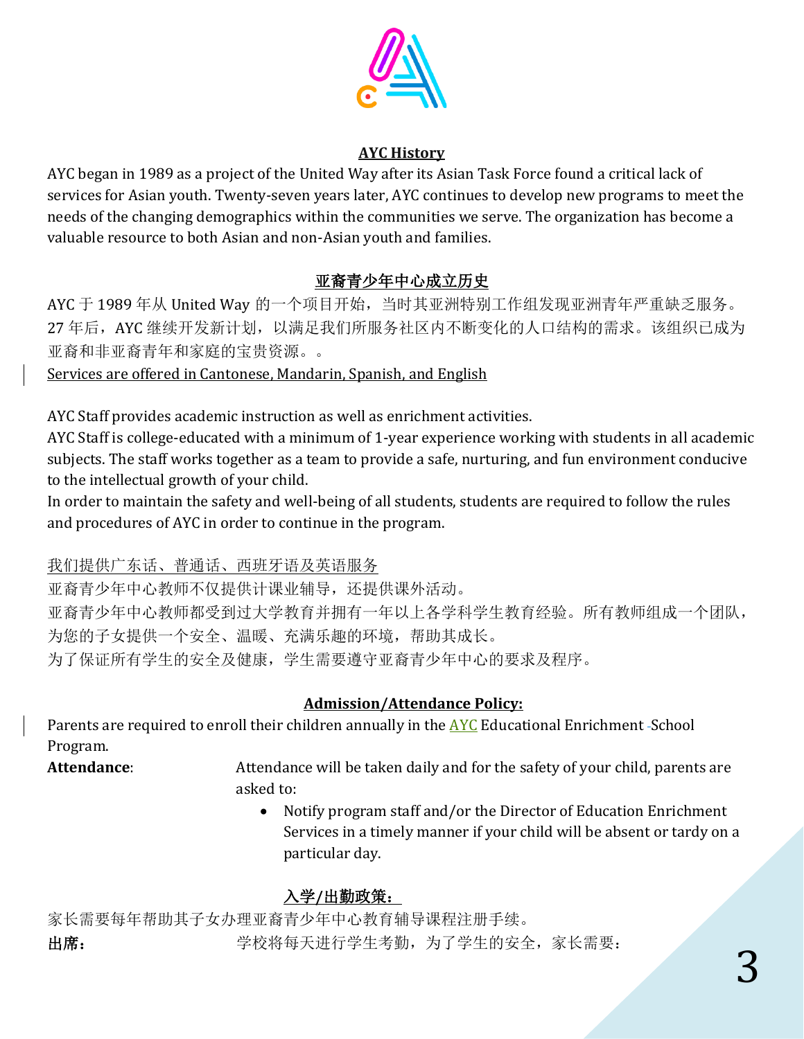## AYC History

AYC began in 1989 as a project of the United Way after its Asian Task Force found a critical lack of services for Asian youth. Twenty-seven years later, AYC continues to develop new programs to meet the needs of the changing demographics within the communities we serve. The organization has become a valuable resource to both Asian and non-Asian youth and families.

## 亚裔青少年中心成立历史

AYC 于 1989 年从 United Way 的一个项目开始，当时其亚洲特别工作组发现亚洲青年严重缺乏服务。27 年后，AYC 继续开发新计划，以满足我们所服务社区内不断变化的人口结构的需求。该组织已成为亚裔和非亚裔青年和家庭的宝贵资源。。

Services are offered in Cantonese, Mandarin, Spanish, and English

AYC Staff provides academic instruction as well as enrichment activities.
AYC Staff is college-educated with a minimum of 1-year experience working with students in all academic subjects. The staff works together as a team to provide a safe, nurturing, and fun environment conducive to the intellectual growth of your child.
In order to maintain the safety and well-being of all students, students are required to follow the rules and procedures of AYC in order to continue in the program.

我们提供广东话、普通话、西班牙语及英语服务
亚裔青少年中心教师不仅提供计课业辅导，还提供课外活动。
亚裔青少年中心教师都受到过大学教育并拥有一年以上各学科学生教育经验。所有教师组成一个团队，为您的子女提供一个安全、温暖、充满乐趣的环境，帮助其成长。
为了保证所有学生的安全及健康，学生需要遵守亚裔青少年中心的要求及程序。

## Admission/Attendance Policy:

Parents are required to enroll their children annually in the AYC Educational Enrichment -School Program.

**Attendance**: Attendance will be taken daily and for the safety of your child, parents are asked to:

- Notify program staff and/or the Director of Education Enrichment Services in a timely manner if your child will be absent or tardy on a particular day.

## 入学/出勤政策：

家长需要每年帮助其子女办理亚裔青少年中心教育辅导课程注册手续。

**出席：** 学校将每天进行学生考勤，为了学生的安全，家长需要：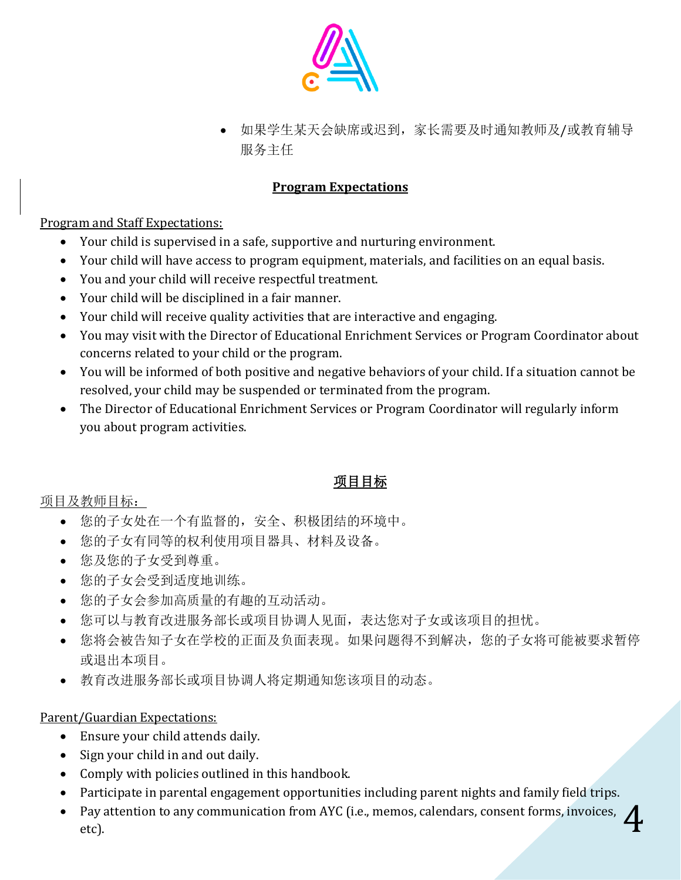- 如果学生某天会缺席或迟到，家长需要及时通知教师及/或教育辅导服务主任

## Program Expectations

Program and Staff Expectations:

- Your child is supervised in a safe, supportive and nurturing environment.
- Your child will have access to program equipment, materials, and facilities on an equal basis.
- You and your child will receive respectful treatment.
- Your child will be disciplined in a fair manner.
- Your child will receive quality activities that are interactive and engaging.
- You may visit with the Director of Educational Enrichment Services or Program Coordinator about concerns related to your child or the program.
- You will be informed of both positive and negative behaviors of your child. If a situation cannot be resolved, your child may be suspended or terminated from the program.
- The Director of Educational Enrichment Services or Program Coordinator will regularly inform you about program activities.

## 项目目标

项目及教师目标：

- 您的子女处在一个有监督的，安全、积极团结的环境中。
- 您的子女有同等的权利使用项目器具、材料及设备。
- 您及您的子女受到尊重。
- 您的子女会受到适度地训练。
- 您的子女会参加高质量的有趣的互动活动。
- 您可以与教育改进服务部长或项目协调人见面，表达您对子女或该项目的担忧。
- 您将会被告知子女在学校的正面及负面表现。如果问题得不到解决，您的子女将可能被要求暂停或退出本项目。
- 教育改进服务部长或项目协调人将定期通知您该项目的动态。

Parent/Guardian Expectations:

- Ensure your child attends daily.
- Sign your child in and out daily.
- Comply with policies outlined in this handbook.
- Participate in parental engagement opportunities including parent nights and family field trips.
- Pay attention to any communication from AYC (i.e., memos, calendars, consent forms, invoices, etc).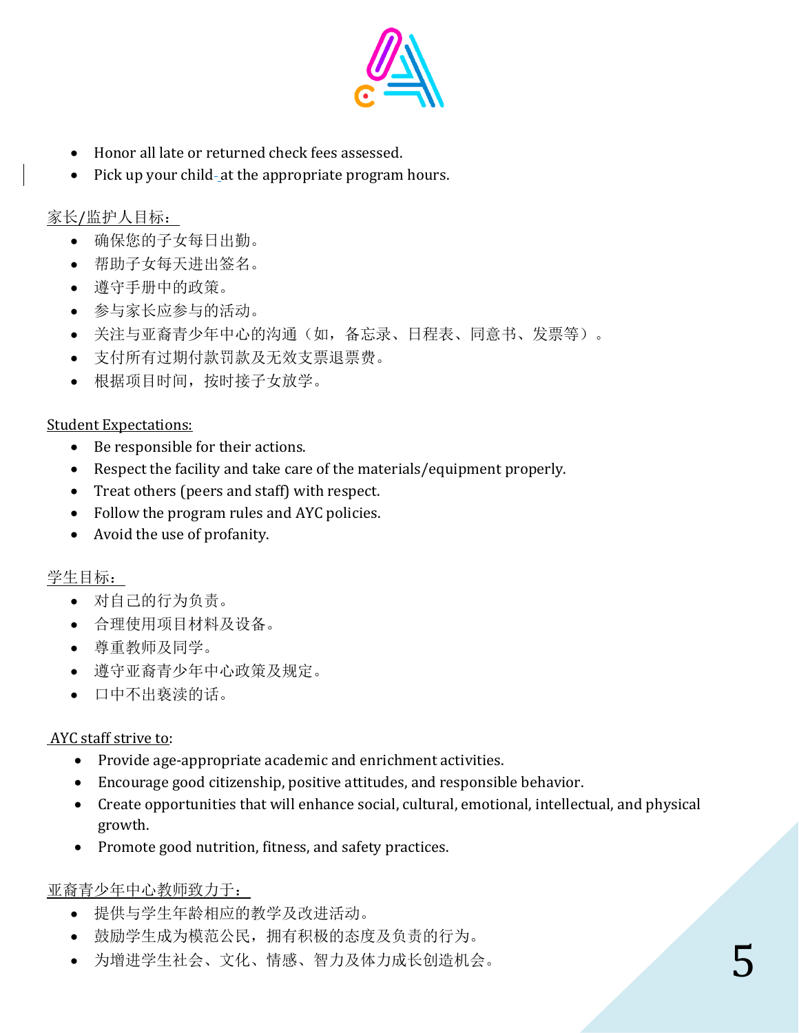- Honor all late or returned check fees assessed.
- Pick up your child at the appropriate program hours.

家长/监护人目标：

- 确保您的子女每日出勤。
- 帮助子女每天进出签名。
- 遵守手册中的政策。
- 参与家长应参与的活动。
- 关注与亚裔青少年中心的沟通（如，备忘录、日程表、同意书、发票等）。
- 支付所有过期付款罚款及无效支票退票费。
- 根据项目时间，按时接子女放学。

Student Expectations:

- Be responsible for their actions.
- Respect the facility and take care of the materials/equipment properly.
- Treat others (peers and staff) with respect.
- Follow the program rules and AYC policies.
- Avoid the use of profanity.

学生目标：

- 对自己的行为负责。
- 合理使用项目材料及设备。
- 尊重教师及同学。
- 遵守亚裔青少年中心政策及规定。
- 口中不出亵渎的话。

AYC staff strive to:

- Provide age-appropriate academic and enrichment activities.
- Encourage good citizenship, positive attitudes, and responsible behavior.
- Create opportunities that will enhance social, cultural, emotional, intellectual, and physical growth.
- Promote good nutrition, fitness, and safety practices.

亚裔青少年中心教师致力于：

- 提供与学生年龄相应的教学及改进活动。
- 鼓励学生成为模范公民，拥有积极的态度及负责的行为。
- 为增进学生社会、文化、情感、智力及体力成长创造机会。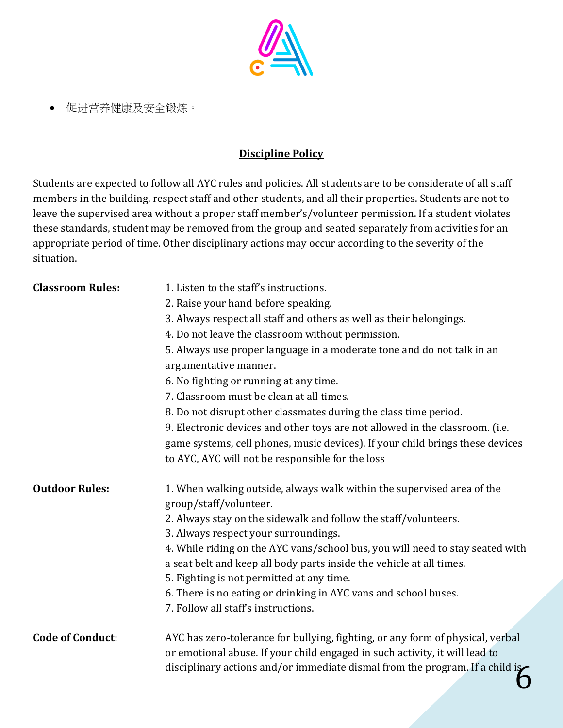- 促进营养健康及安全锻炼。

## Discipline Policy

Students are expected to follow all AYC rules and policies. All students are to be considerate of all staff members in the building, respect staff and other students, and all their properties. Students are not to leave the supervised area without a proper staff member's/volunteer permission. If a student violates these standards, student may be removed from the group and seated separately from activities for an appropriate period of time. Other disciplinary actions may occur according to the severity of the situation.

**Classroom Rules:**

1. Listen to the staff's instructions.
2. Raise your hand before speaking.
3. Always respect all staff and others as well as their belongings.
4. Do not leave the classroom without permission.
5. Always use proper language in a moderate tone and do not talk in an argumentative manner.
6. No fighting or running at any time.
7. Classroom must be clean at all times.
8. Do not disrupt other classmates during the class time period.
9. Electronic devices and other toys are not allowed in the classroom. (i.e. game systems, cell phones, music devices). If your child brings these devices to AYC, AYC will not be responsible for the loss

**Outdoor Rules:**

1. When walking outside, always walk within the supervised area of the group/staff/volunteer.
2. Always stay on the sidewalk and follow the staff/volunteers.
3. Always respect your surroundings.
4. While riding on the AYC vans/school bus, you will need to stay seated with a seat belt and keep all body parts inside the vehicle at all times.
5. Fighting is not permitted at any time.
6. There is no eating or drinking in AYC vans and school buses.
7. Follow all staff's instructions.

**Code of Conduct**: AYC has zero-tolerance for bullying, fighting, or any form of physical, verbal or emotional abuse. If your child engaged in such activity, it will lead to disciplinary actions and/or immediate dismal from the program. If a child is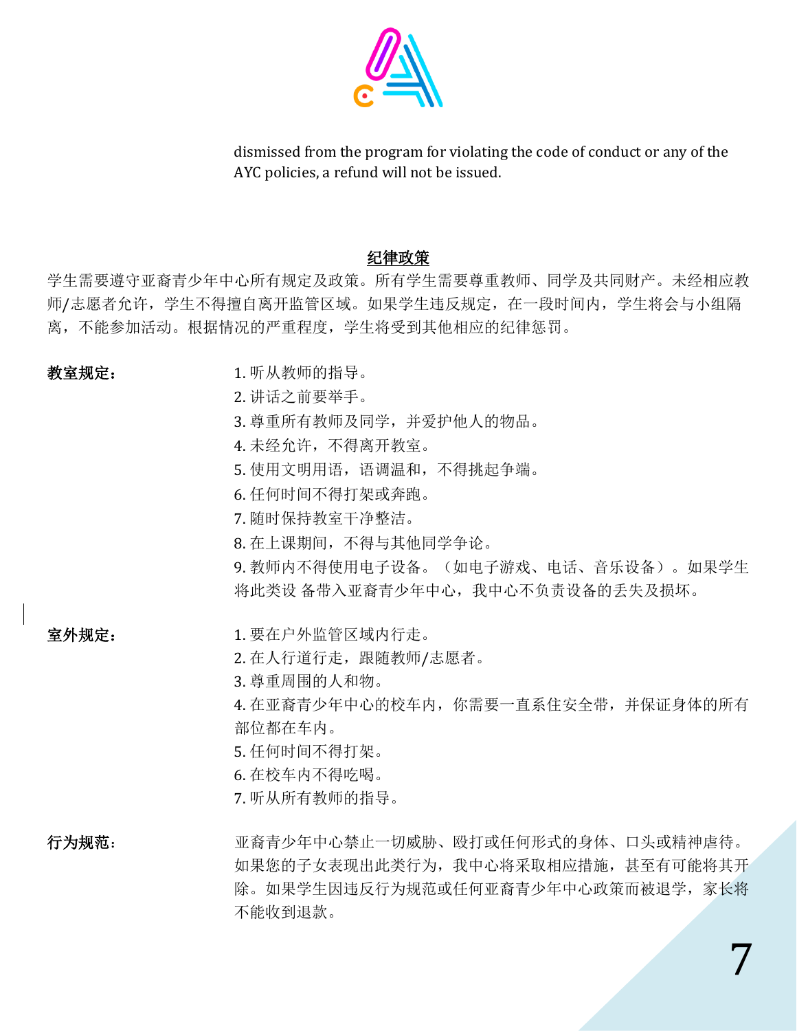dismissed from the program for violating the code of conduct or any of the AYC policies, a refund will not be issued.

## 纪律政策

学生需要遵守亚裔青少年中心所有规定及政策。所有学生需要尊重教师、同学及共同财产。未经相应教师/志愿者允许，学生不得擅自离开监管区域。如果学生违反规定，在一段时间内，学生将会与小组隔离，不能参加活动。根据情况的严重程度，学生将受到其他相应的纪律惩罚。

**教室规定：**

1. 听从教师的指导。
2. 讲话之前要举手。
3. 尊重所有教师及同学，并爱护他人的物品。
4. 未经允许，不得离开教室。
5. 使用文明用语，语调温和，不得挑起争端。
6. 任何时间不得打架或奔跑。
7. 随时保持教室干净整洁。
8. 在上课期间，不得与其他同学争论。
9. 教师内不得使用电子设备。（如电子游戏、电话、音乐设备）。如果学生将此类设 备带入亚裔青少年中心，我中心不负责设备的丢失及损坏。

**室外规定：**

1. 要在户外监管区域内行走。
2. 在人行道行走，跟随教师/志愿者。
3. 尊重周围的人和物。
4. 在亚裔青少年中心的校车内，你需要一直系住安全带，并保证身体的所有部位都在车内。
5. 任何时间不得打架。
6. 在校车内不得吃喝。
7. 听从所有教师的指导。

**行为规范：**

亚裔青少年中心禁止一切威胁、殴打或任何形式的身体、口头或精神虐待。如果您的子女表现出此类行为，我中心将采取相应措施，甚至有可能将其开除。如果学生因违反行为规范或任何亚裔青少年中心政策而被退学，家长将不能收到退款。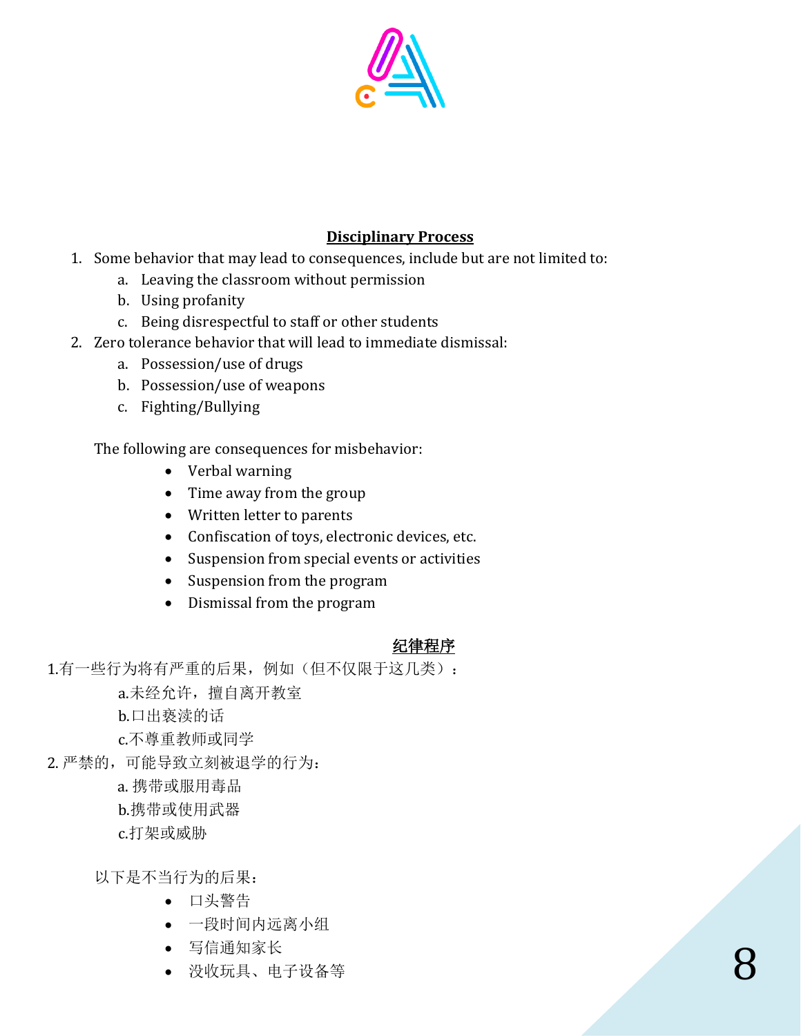## Disciplinary Process

1. Some behavior that may lead to consequences, include but are not limited to:
   a. Leaving the classroom without permission
   b. Using profanity
   c. Being disrespectful to staff or other students
2. Zero tolerance behavior that will lead to immediate dismissal:
   a. Possession/use of drugs
   b. Possession/use of weapons
   c. Fighting/Bullying

The following are consequences for misbehavior:

- Verbal warning
- Time away from the group
- Written letter to parents
- Confiscation of toys, electronic devices, etc.
- Suspension from special events or activities
- Suspension from the program
- Dismissal from the program

## 纪律程序

1.有一些行为将有严重的后果，例如（但不仅限于这几类）：
   a.未经允许，擅自离开教室
   b.口出亵渎的话
   c.不尊重教师或同学
2. 严禁的，可能导致立刻被退学的行为：
   a. 携带或服用毒品
   b.携带或使用武器
   c.打架或威胁

以下是不当行为的后果：

- 口头警告
- 一段时间内远离小组
- 写信通知家长
- 没收玩具、电子设备等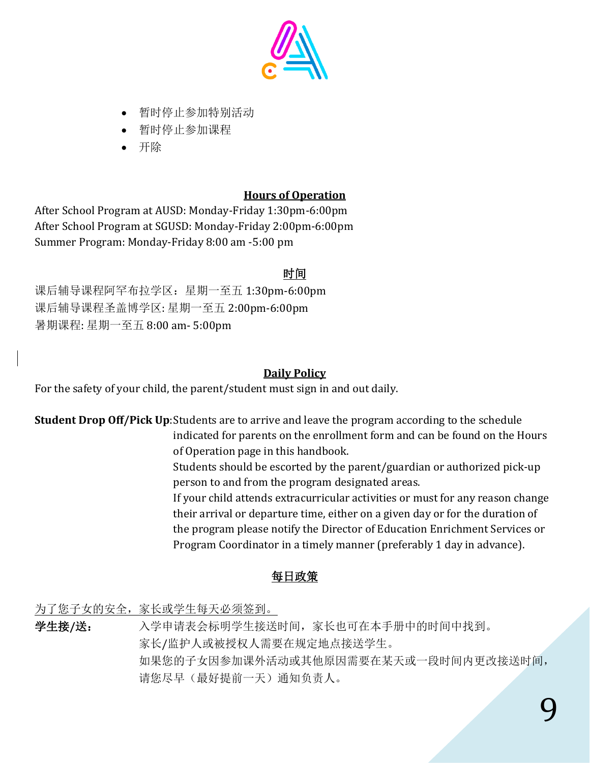- 暂时停止参加特别活动
- 暂时停止参加课程
- 开除

## Hours of Operation

After School Program at AUSD: Monday-Friday 1:30pm-6:00pm
After School Program at SGUSD: Monday-Friday 2:00pm-6:00pm
Summer Program: Monday-Friday 8:00 am -5:00 pm

## 时间

课后辅导课程阿罕布拉学区：星期一至五 1:30pm-6:00pm
课后辅导课程圣盖博学区: 星期一至五 2:00pm-6:00pm
暑期课程: 星期一至五 8:00 am- 5:00pm

## Daily Policy

For the safety of your child, the parent/student must sign in and out daily.

**Student Drop Off/Pick Up**: Students are to arrive and leave the program according to the schedule indicated for parents on the enrollment form and can be found on the Hours of Operation page in this handbook.
Students should be escorted by the parent/guardian or authorized pick-up person to and from the program designated areas.
If your child attends extracurricular activities or must for any reason change their arrival or departure time, either on a given day or for the duration of the program please notify the Director of Education Enrichment Services or Program Coordinator in a timely manner (preferably 1 day in advance).

## 每日政策

为了您子女的安全，家长或学生每天必须签到。

**学生接/送：** 入学申请表会标明学生接送时间，家长也可在本手册中的时间中找到。
家长/监护人或被授权人需要在规定地点接送学生。
如果您的子女因参加课外活动或其他原因需要在某天或一段时间内更改接送时间，请您尽早（最好提前一天）通知负责人。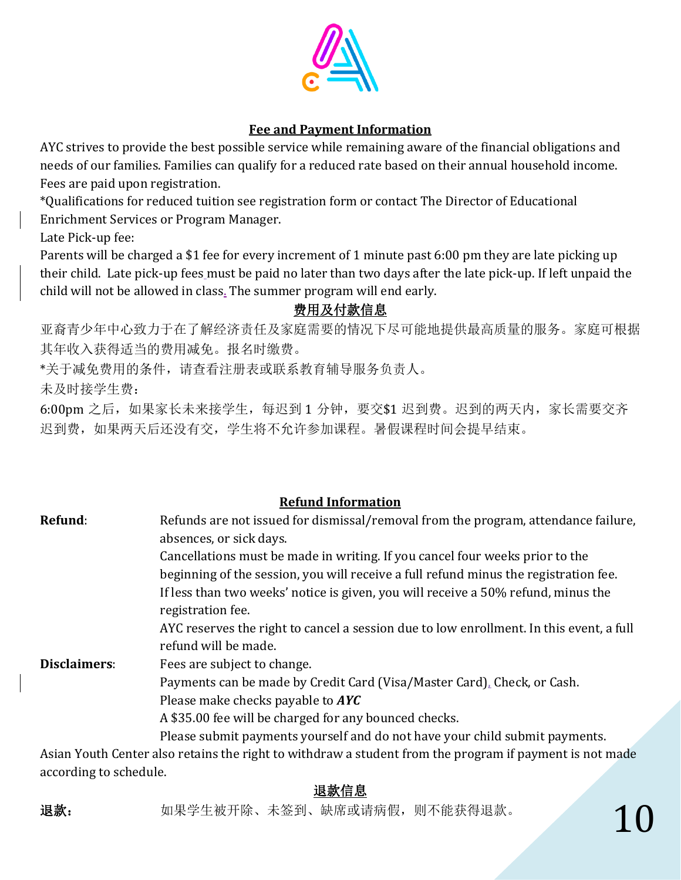## Fee and Payment Information

AYC strives to provide the best possible service while remaining aware of the financial obligations and needs of our families. Families can qualify for a reduced rate based on their annual household income. Fees are paid upon registration.

*Qualifications for reduced tuition see registration form or contact The Director of Educational Enrichment Services or Program Manager.

Late Pick-up fee:

Parents will be charged a $1 fee for every increment of 1 minute past 6:00 pm they are late picking up their child. Late pick-up fees must be paid no later than two days after the late pick-up. If left unpaid the child will not be allowed in class. The summer program will end early.

## 费用及付款信息

亚裔青少年中心致力于在了解经济责任及家庭需要的情况下尽可能地提供最高质量的服务。家庭可根据其年收入获得适当的费用减免。报名时缴费。

*关于减免费用的条件，请查看注册表或联系教育辅导服务负责人。

未及时接学生费：

6:00pm 之后，如果家长未来接学生，每迟到 1 分钟，要交$1 迟到费。迟到的两天内，家长需要交齐迟到费，如果两天后还没有交，学生将不允许参加课程。暑假课程时间会提早结束。

## Refund Information

**Refund**: Refunds are not issued for dismissal/removal from the program, attendance failure, absences, or sick days.

Cancellations must be made in writing. If you cancel four weeks prior to the beginning of the session, you will receive a full refund minus the registration fee.

If less than two weeks' notice is given, you will receive a 50% refund, minus the registration fee.

AYC reserves the right to cancel a session due to low enrollment. In this event, a full refund will be made.

**Disclaimers**: Fees are subject to change.

Payments can be made by Credit Card (Visa/Master Card), Check, or Cash.

Please make checks payable to ***AYC***

A $35.00 fee will be charged for any bounced checks.

Please submit payments yourself and do not have your child submit payments.

Asian Youth Center also retains the right to withdraw a student from the program if payment is not made according to schedule.

## 退款信息

**退款：** 如果学生被开除、未签到、缺席或请病假，则不能获得退款。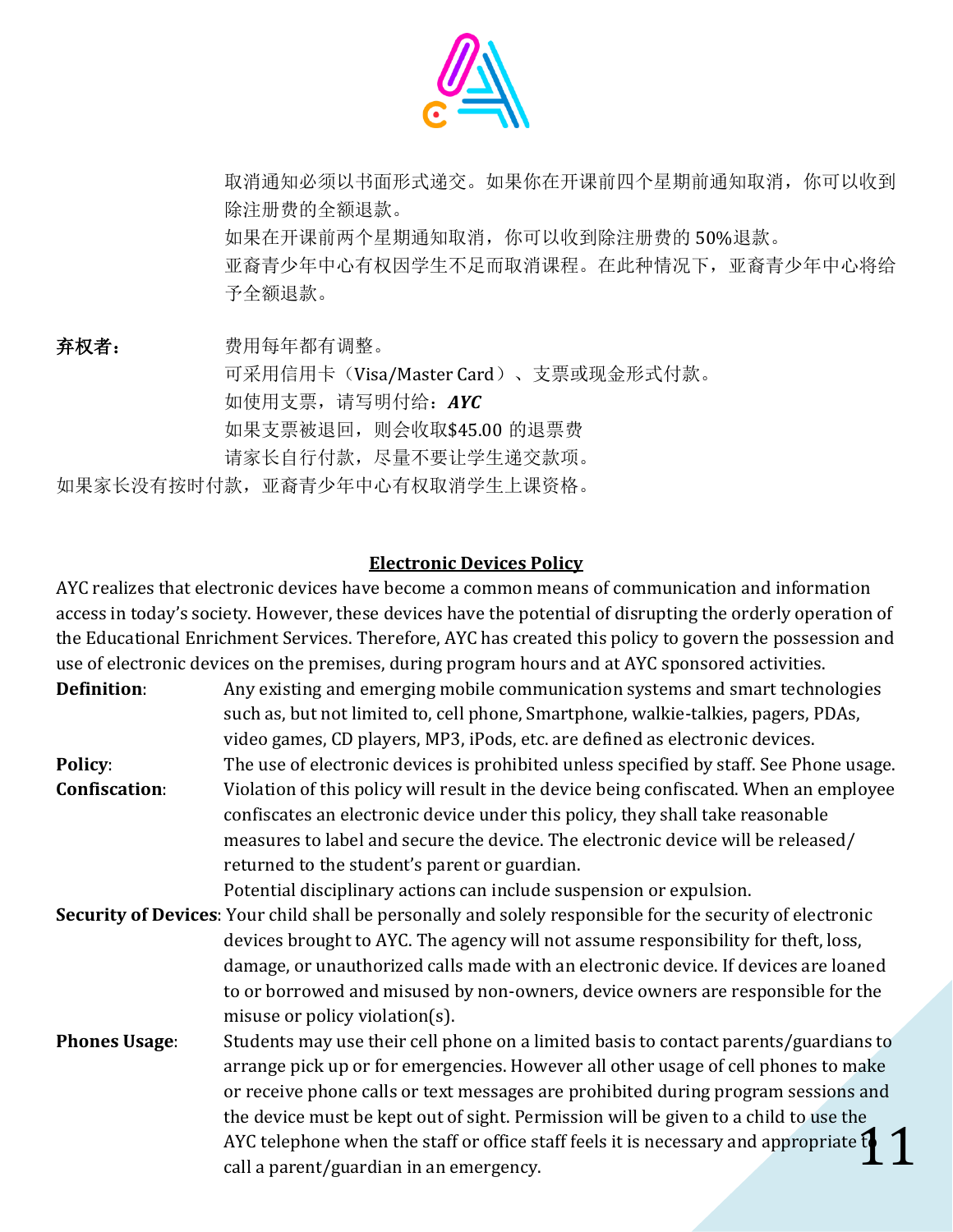取消通知必须以书面形式递交。如果你在开课前四个星期前通知取消，你可以收到除注册费的全额退款。

如果在开课前两个星期通知取消，你可以收到除注册费的 50%退款。

亚裔青少年中心有权因学生不足而取消课程。在此种情况下，亚裔青少年中心将给予全额退款。

**弃权者：** 费用每年都有调整。

可采用信用卡（Visa/Master Card）、支票或现金形式付款。

如使用支票，请写明付给：***AYC***

如果支票被退回，则会收取$45.00 的退票费

请家长自行付款，尽量不要让学生递交款项。

如果家长没有按时付款，亚裔青少年中心有权取消学生上课资格。

## Electronic Devices Policy

AYC realizes that electronic devices have become a common means of communication and information access in today's society. However, these devices have the potential of disrupting the orderly operation of the Educational Enrichment Services. Therefore, AYC has created this policy to govern the possession and use of electronic devices on the premises, during program hours and at AYC sponsored activities.

**Definition**: Any existing and emerging mobile communication systems and smart technologies such as, but not limited to, cell phone, Smartphone, walkie-talkies, pagers, PDAs, video games, CD players, MP3, iPods, etc. are defined as electronic devices.

**Policy**: The use of electronic devices is prohibited unless specified by staff. See Phone usage.

**Confiscation**: Violation of this policy will result in the device being confiscated. When an employee confiscates an electronic device under this policy, they shall take reasonable measures to label and secure the device. The electronic device will be released/ returned to the student's parent or guardian.

Potential disciplinary actions can include suspension or expulsion.

**Security of Devices**: Your child shall be personally and solely responsible for the security of electronic devices brought to AYC. The agency will not assume responsibility for theft, loss, damage, or unauthorized calls made with an electronic device. If devices are loaned to or borrowed and misused by non-owners, device owners are responsible for the misuse or policy violation(s).

**Phones Usage**: Students may use their cell phone on a limited basis to contact parents/guardians to arrange pick up or for emergencies. However all other usage of cell phones to make or receive phone calls or text messages are prohibited during program sessions and the device must be kept out of sight. Permission will be given to a child to use the AYC telephone when the staff or office staff feels it is necessary and appropriate to call a parent/guardian in an emergency.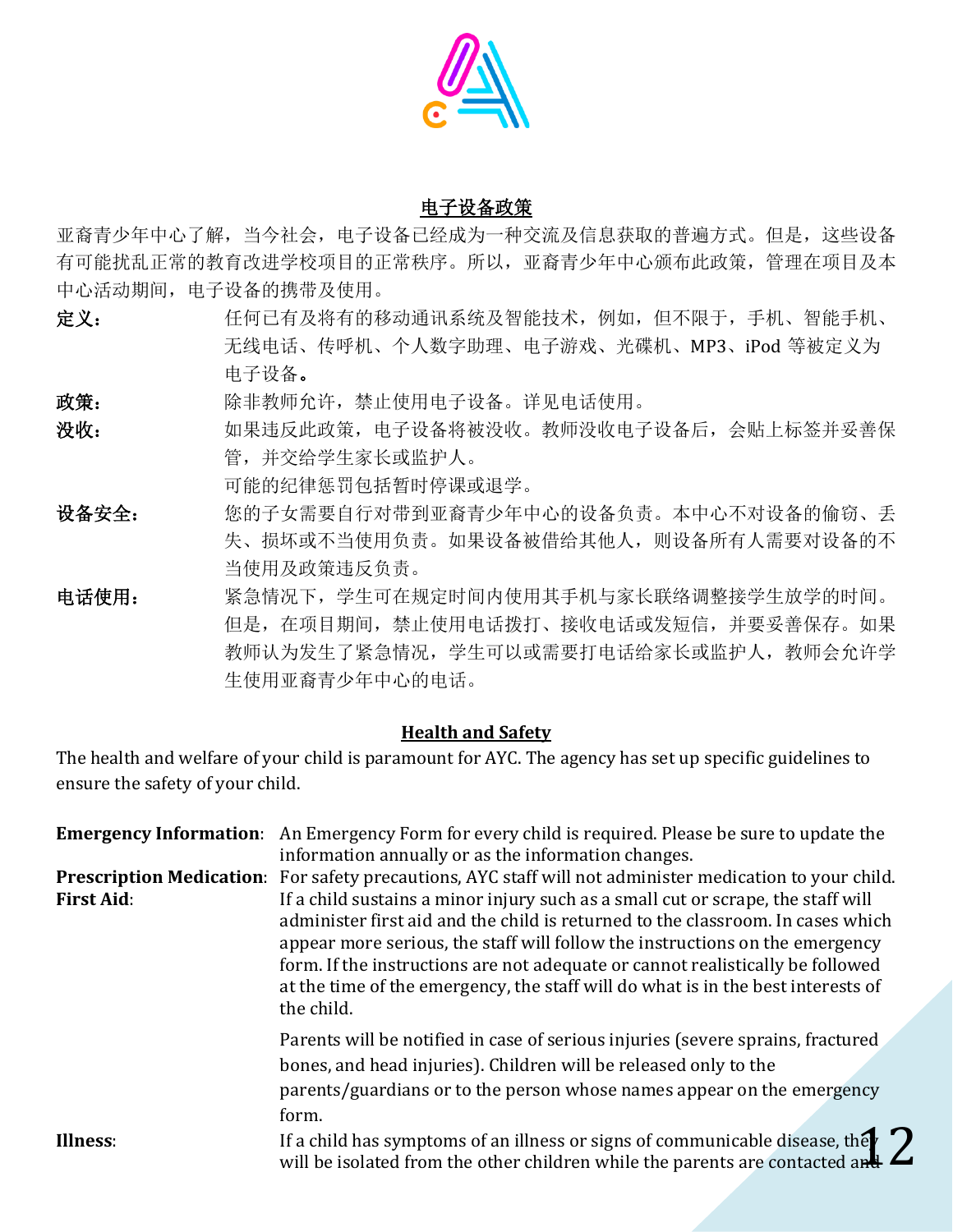## 电子设备政策

亚裔青少年中心了解，当今社会，电子设备已经成为一种交流及信息获取的普遍方式。但是，这些设备有可能扰乱正常的教育改进学校项目的正常秩序。所以，亚裔青少年中心颁布此政策，管理在项目及本中心活动期间，电子设备的携带及使用。

**定义：** 任何已有及将有的移动通讯系统及智能技术，例如，但不限于，手机、智能手机、无线电话、传呼机、个人数字助理、电子游戏、光碟机、MP3、iPod 等被定义为电子设备**。**

**政策：** 除非教师允许，禁止使用电子设备。详见电话使用。

**没收：** 如果违反此政策，电子设备将被没收。教师没收电子设备后，会贴上标签并妥善保管，并交给学生家长或监护人。

可能的纪律惩罚包括暂时停课或退学。

**设备安全：** 您的子女需要自行对带到亚裔青少年中心的设备负责。本中心不对设备的偷窃、丢失、损坏或不当使用负责。如果设备被借给其他人，则设备所有人需要对设备的不当使用及政策违反负责。

**电话使用：** 紧急情况下，学生可在规定时间内使用其手机与家长联络调整接学生放学的时间。但是，在项目期间，禁止使用电话拨打、接收电话或发短信，并要妥善保存。如果教师认为发生了紧急情况，学生可以或需要打电话给家长或监护人，教师会允许学生使用亚裔青少年中心的电话。

## Health and Safety

The health and welfare of your child is paramount for AYC. The agency has set up specific guidelines to ensure the safety of your child.

**Emergency Information**: An Emergency Form for every child is required. Please be sure to update the information annually or as the information changes.

**Prescription Medication**: For safety precautions, AYC staff will not administer medication to your child.

**First Aid**: If a child sustains a minor injury such as a small cut or scrape, the staff will administer first aid and the child is returned to the classroom. In cases which appear more serious, the staff will follow the instructions on the emergency form. If the instructions are not adequate or cannot realistically be followed at the time of the emergency, the staff will do what is in the best interests of the child.

Parents will be notified in case of serious injuries (severe sprains, fractured bones, and head injuries). Children will be released only to the parents/guardians or to the person whose names appear on the emergency form.

**Illness**: If a child has symptoms of an illness or signs of communicable disease, they will be isolated from the other children while the parents are contacted and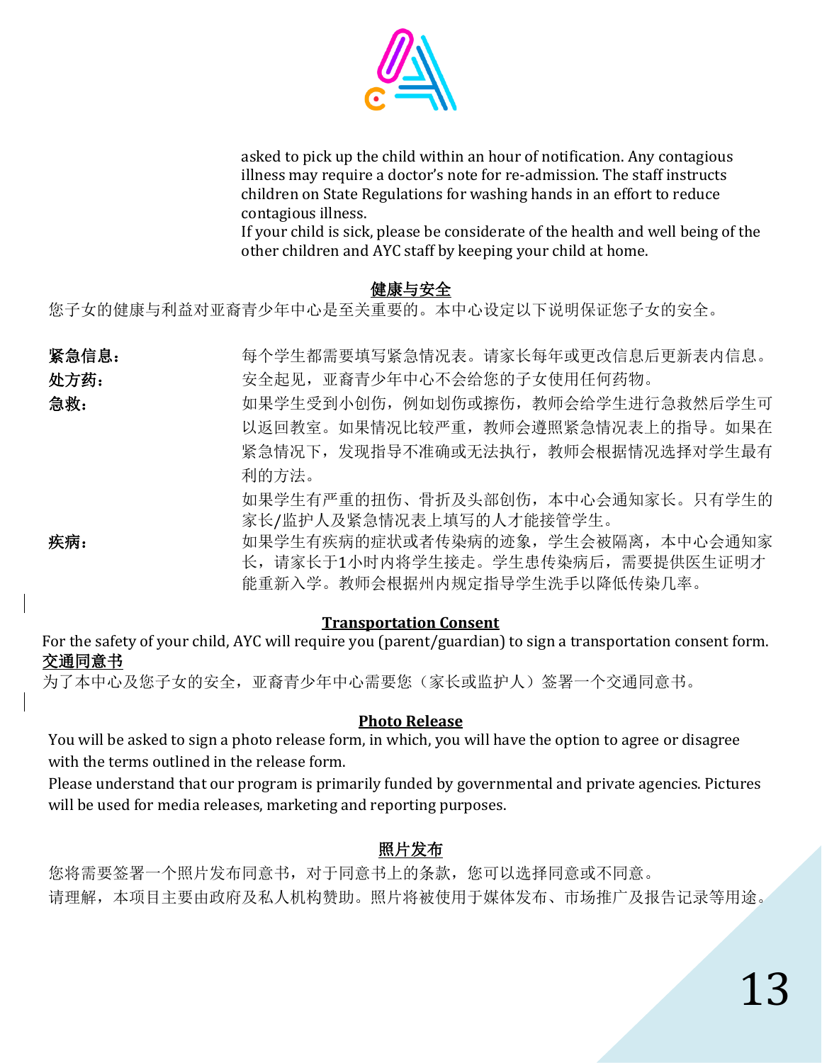asked to pick up the child within an hour of notification. Any contagious illness may require a doctor's note for re-admission. The staff instructs children on State Regulations for washing hands in an effort to reduce contagious illness.

If your child is sick, please be considerate of the health and well being of the other children and AYC staff by keeping your child at home.

## 健康与安全

您子女的健康与利益对亚裔青少年中心是至关重要的。本中心设定以下说明保证您子女的安全。

**紧急信息：** 每个学生都需要填写紧急情况表。请家长每年或更改信息后更新表内信息。

**处方药：** 安全起见，亚裔青少年中心不会给您的子女使用任何药物。

**急救：** 如果学生受到小创伤，例如划伤或擦伤，教师会给学生进行急救然后学生可以返回教室。如果情况比较严重，教师会遵照紧急情况表上的指导。如果在紧急情况下，发现指导不准确或无法执行，教师会根据情况选择对学生最有利的方法。

如果学生有严重的扭伤、骨折及头部创伤，本中心会通知家长。只有学生的家长/监护人及紧急情况表上填写的人才能接管学生。

**疾病：** 如果学生有疾病的症状或者传染病的迹象，学生会被隔离，本中心会通知家长，请家长于1小时内将学生接走。学生患传染病后，需要提供医生证明才能重新入学。教师会根据州内规定指导学生洗手以降低传染几率。

## Transportation Consent

For the safety of your child, AYC will require you (parent/guardian) to sign a transportation consent form.

## 交通同意书

为了本中心及您子女的安全，亚裔青少年中心需要您（家长或监护人）签署一个交通同意书。

## Photo Release

You will be asked to sign a photo release form, in which, you will have the option to agree or disagree with the terms outlined in the release form.

Please understand that our program is primarily funded by governmental and private agencies. Pictures will be used for media releases, marketing and reporting purposes.

## 照片发布

您将需要签署一个照片发布同意书，对于同意书上的条款，您可以选择同意或不同意。

请理解，本项目主要由政府及私人机构赞助。照片将被使用于媒体发布、市场推广及报告记录等用途。